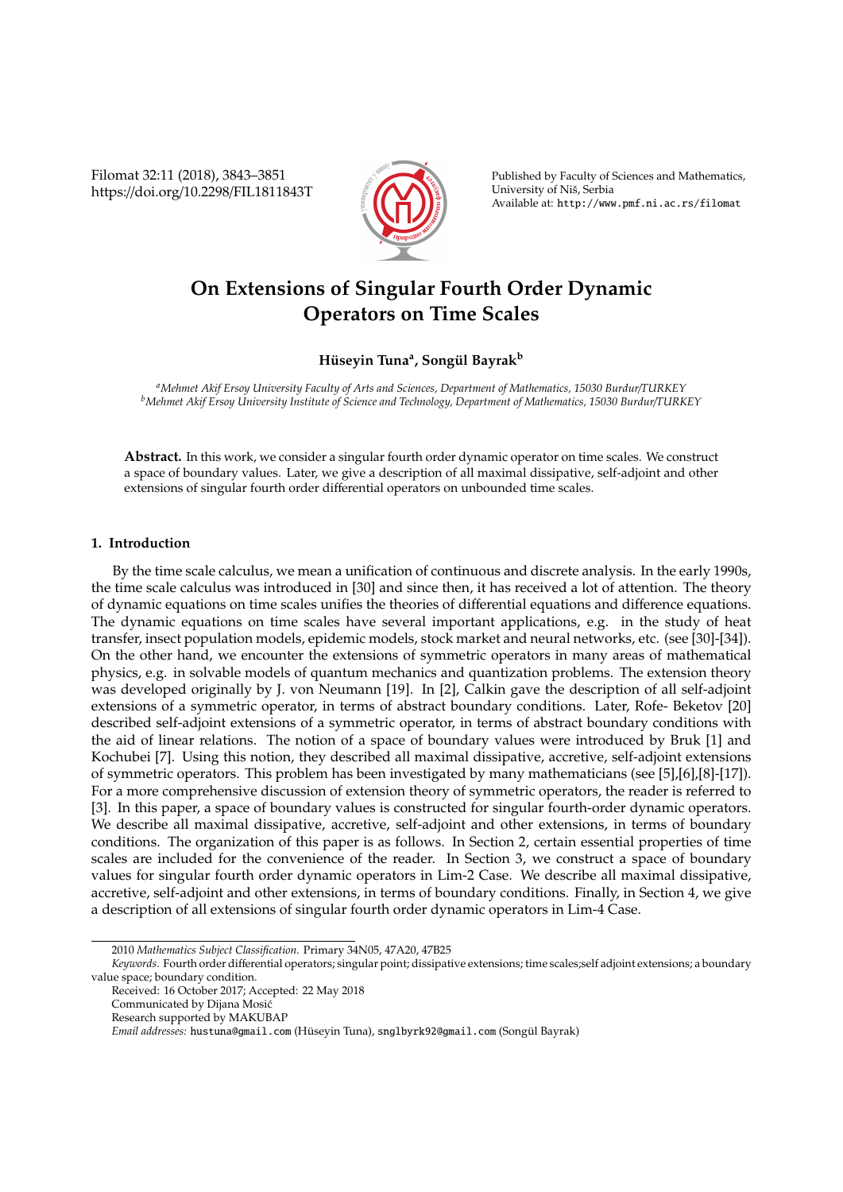# On Extensions of Singular Fourth Order Dynamic Operators on Time Scales

**Hüseyin Tuna[a], Songül Bayrak[b]**

[a]*Mehmet Akif Ersoy University Faculty of Arts and Sciences, Department of Mathematics, 15030 Burdur/TURKEY*
[b]*Mehmet Akif Ersoy University Institute of Science and Technology, Department of Mathematics, 15030 Burdur/TURKEY*

**Abstract.** In this work, we consider a singular fourth order dynamic operator on time scales. We construct a space of boundary values. Later, we give a description of all maximal dissipative, self-adjoint and other extensions of singular fourth order differential operators on unbounded time scales.

## 1. Introduction

By the time scale calculus, we mean a unification of continuous and discrete analysis. In the early 1990s, the time scale calculus was introduced in [30] and since then, it has received a lot of attention. The theory of dynamic equations on time scales unifies the theories of differential equations and difference equations. The dynamic equations on time scales have several important applications, e.g. in the study of heat transfer, insect population models, epidemic models, stock market and neural networks, etc. (see [30]-[34]). On the other hand, we encounter the extensions of symmetric operators in many areas of mathematical physics, e.g. in solvable models of quantum mechanics and quantization problems. The extension theory was developed originally by J. von Neumann [19]. In [2], Calkin gave the description of all self-adjoint extensions of a symmetric operator, in terms of abstract boundary conditions. Later, Rofe- Beketov [20] described self-adjoint extensions of a symmetric operator, in terms of abstract boundary conditions with the aid of linear relations. The notion of a space of boundary values were introduced by Bruk [1] and Kochubei [7]. Using this notion, they described all maximal dissipative, accretive, self-adjoint extensions of symmetric operators. This problem has been investigated by many mathematicians (see [5],[6],[8]-[17]). For a more comprehensive discussion of extension theory of symmetric operators, the reader is referred to [3]. In this paper, a space of boundary values is constructed for singular fourth-order dynamic operators. We describe all maximal dissipative, accretive, self-adjoint and other extensions, in terms of boundary conditions. The organization of this paper is as follows. In Section 2, certain essential properties of time scales are included for the convenience of the reader. In Section 3, we construct a space of boundary values for singular fourth order dynamic operators in Lim-2 Case. We describe all maximal dissipative, accretive, self-adjoint and other extensions, in terms of boundary conditions. Finally, in Section 4, we give a description of all extensions of singular fourth order dynamic operators in Lim-4 Case.

---

2010 *Mathematics Subject Classification*. Primary 34N05, 47A20, 47B25

*Keywords*. Fourth order differential operators; singular point; dissipative extensions; time scales;self adjoint extensions; a boundary value space; boundary condition.

Received: 16 October 2017; Accepted: 22 May 2018

Communicated by Dijana Mosić

Research supported by MAKUBAP

*Email addresses:* hustuna@gmail.com (Hüseyin Tuna), snglbyrk92@gmail.com (Songül Bayrak)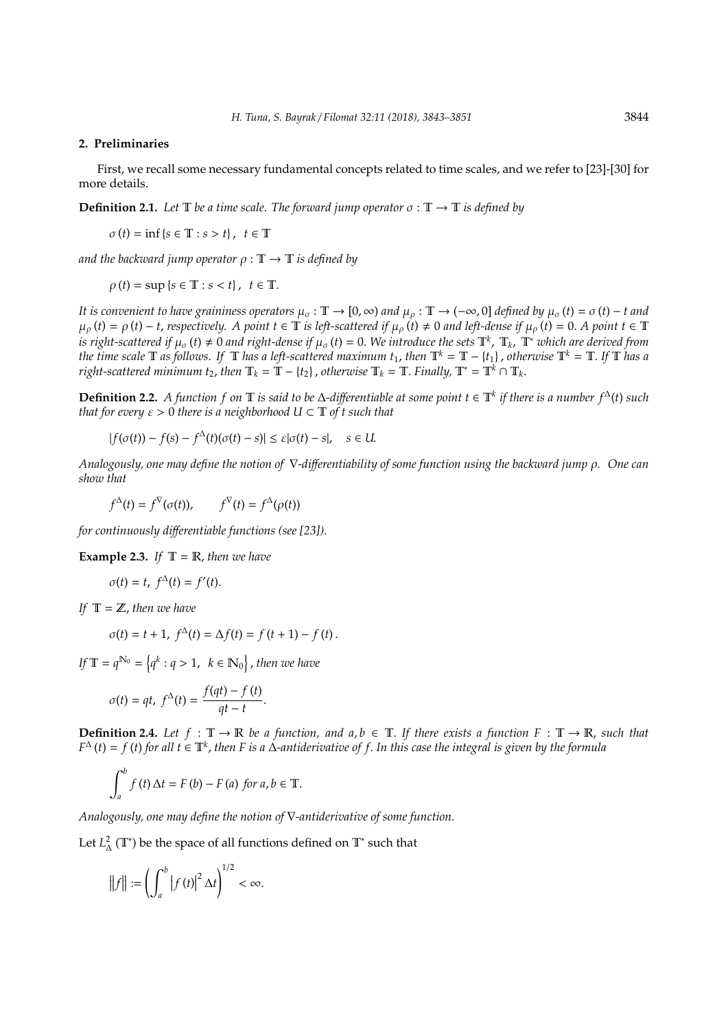## 2. Preliminaries

First, we recall some necessary fundamental concepts related to time scales, and we refer to [23]-[30] for more details.

**Definition 2.1.** *Let $\mathbb{T}$ be a time scale. The forward jump operator $\sigma : \mathbb{T} \to \mathbb{T}$ is defined by*

$$\sigma(t) = \inf\{s \in \mathbb{T} : s > t\}, \ \ t \in \mathbb{T}$$

*and the backward jump operator $\rho : \mathbb{T} \to \mathbb{T}$ is defined by*

$$\rho(t) = \sup\{s \in \mathbb{T} : s < t\}, \ \ t \in \mathbb{T}.$$

*It is convenient to have graininess operators $\mu_\sigma : \mathbb{T} \to [0, \infty)$ and $\mu_\rho : \mathbb{T} \to (-\infty, 0]$ defined by $\mu_\sigma(t) = \sigma(t) - t$ and $\mu_\rho(t) = \rho(t) - t$, respectively. A point $t \in \mathbb{T}$ is left-scattered if $\mu_\rho(t) \neq 0$ and left-dense if $\mu_\rho(t) = 0$. A point $t \in \mathbb{T}$ is right-scattered if $\mu_\sigma(t) \neq 0$ and right-dense if $\mu_\sigma(t) = 0$. We introduce the sets $\mathbb{T}^k$, $\mathbb{T}_k$, $\mathbb{T}^*$ which are derived from the time scale $\mathbb{T}$ as follows. If $\mathbb{T}$ has a left-scattered maximum $t_1$, then $\mathbb{T}^k = \mathbb{T} - \{t_1\}$, otherwise $\mathbb{T}^k = \mathbb{T}$. If $\mathbb{T}$ has a right-scattered minimum $t_2$, then $\mathbb{T}_k = \mathbb{T} - \{t_2\}$, otherwise $\mathbb{T}_k = \mathbb{T}$. Finally, $\mathbb{T}^* = \mathbb{T}^k \cap \mathbb{T}_k$.*

**Definition 2.2.** *A function $f$ on $\mathbb{T}$ is said to be $\Delta$-differentiable at some point $t \in \mathbb{T}^k$ if there is a number $f^\Delta(t)$ such that for every $\varepsilon > 0$ there is a neighborhood $U \subset \mathbb{T}$ of $t$ such that*

$$|f(\sigma(t)) - f(s) - f^\Delta(t)(\sigma(t) - s)| \leq \varepsilon|\sigma(t) - s|, \quad s \in U.$$

*Analogously, one may define the notion of $\nabla$-differentiability of some function using the backward jump $\rho$. One can show that*

$$f^\Delta(t) = f^\nabla(\sigma(t)), \qquad f^\nabla(t) = f^\Delta(\rho(t))$$

*for continuously differentiable functions (see [23]).*

**Example 2.3.** *If $\mathbb{T} = \mathbb{R}$, then we have*

$$\sigma(t) = t, \ f^\Delta(t) = f'(t).$$

*If $\mathbb{T} = \mathbb{Z}$, then we have*

$$\sigma(t) = t + 1, \ f^\Delta(t) = \Delta f(t) = f(t+1) - f(t).$$

*If $\mathbb{T} = q^{\mathbb{N}_0} = \left\{q^k : q > 1, \ k \in \mathbb{N}_0\right\}$, then we have*

$$\sigma(t) = qt, \ f^\Delta(t) = \frac{f(qt) - f(t)}{qt - t}.$$

**Definition 2.4.** *Let $f : \mathbb{T} \to \mathbb{R}$ be a function, and $a, b \in \mathbb{T}$. If there exists a function $F : \mathbb{T} \to \mathbb{R}$, such that $F^\Delta(t) = f(t)$ for all $t \in \mathbb{T}^k$, then $F$ is a $\Delta$-antiderivative of $f$. In this case the integral is given by the formula*

$$\int_a^b f(t)\,\Delta t = F(b) - F(a) \ \text{for} \ a, b \in \mathbb{T}.$$

*Analogously, one may define the notion of $\nabla$-antiderivative of some function.*

Let $L^2_\Delta(\mathbb{T}^*)$ be the space of all functions defined on $\mathbb{T}^*$ such that

$$\|f\| := \left(\int_a^b |f(t)|^2\,\Delta t\right)^{1/2} < \infty.$$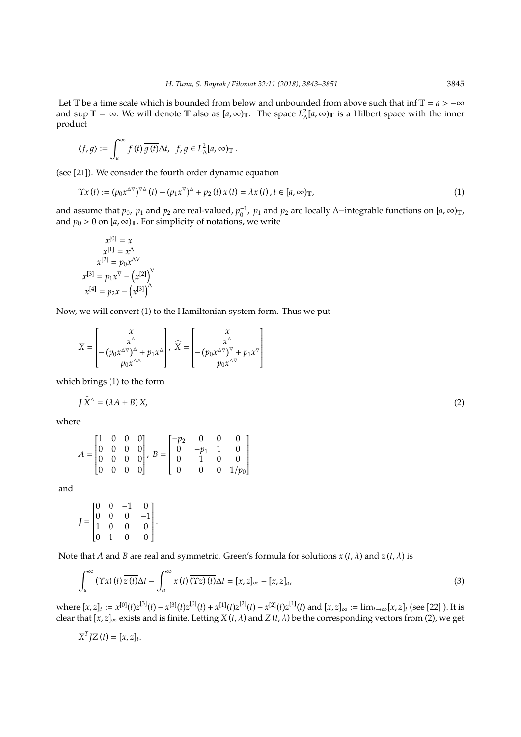Let $\mathbb{T}$ be a time scale which is bounded from below and unbounded from above such that $\inf \mathbb{T} = a > -\infty$ and $\sup \mathbb{T} = \infty$. We will denote $\mathbb{T}$ also as $[a, \infty)_{\mathbb{T}}$. The space $L^2_\Delta[a, \infty)_{\mathbb{T}}$ is a Hilbert space with the inner product

$$\langle f, g \rangle := \int_a^\infty f(t) \overline{g(t)} \Delta t, \quad f, g \in L^2_\Delta[a, \infty)_{\mathbb{T}}.$$

(see [21]). We consider the fourth order dynamic equation

$$\Upsilon x(t) := (p_0 x^{\Delta\nabla})^{\nabla\Delta}(t) - (p_1 x^{\nabla})^{\Delta} + p_2(t) x(t) = \lambda x(t), \, t \in [a, \infty)_{\mathbb{T}}, \tag{1}$$

and assume that $p_0$, $p_1$ and $p_2$ are real-valued, $p_0^{-1}$, $p_1$ and $p_2$ are locally $\Delta-$integrable functions on $[a, \infty)_{\mathbb{T}}$, and $p_0 > 0$ on $[a, \infty)_{\mathbb{T}}$. For simplicity of notations, we write

$$\begin{aligned}
x^{[0]} &= x \\
x^{[1]} &= x^{\Delta} \\
x^{[2]} &= p_0 x^{\Delta\nabla} \\
x^{[3]} &= p_1 x^{\nabla} - \left(x^{[2]}\right)^{\nabla} \\
x^{[4]} &= p_2 x - \left(x^{[3]}\right)^{\Delta}
\end{aligned}$$

Now, we will convert (1) to the Hamiltonian system form. Thus we put

$$X = \begin{bmatrix} x \\ x^{\Delta} \\ -(p_0 x^{\Delta\nabla})^{\Delta} + p_1 x^{\Delta} \\ p_0 x^{\Delta\Delta} \end{bmatrix}, \; \widehat{X} = \begin{bmatrix} x \\ x^{\Delta} \\ -(p_0 x^{\Delta\nabla})^{\nabla} + p_1 x^{\nabla} \\ p_0 x^{\Delta\nabla} \end{bmatrix}$$

which brings (1) to the form

$$J\, \widehat{X}^{\Delta} = (\lambda A + B) X, \tag{2}$$

where

$$A = \begin{bmatrix} 1 & 0 & 0 & 0 \\ 0 & 0 & 0 & 0 \\ 0 & 0 & 0 & 0 \\ 0 & 0 & 0 & 0 \end{bmatrix}, \; B = \begin{bmatrix} -p_2 & 0 & 0 & 0 \\ 0 & -p_1 & 1 & 0 \\ 0 & 1 & 0 & 0 \\ 0 & 0 & 0 & 1/p_0 \end{bmatrix}$$

and

$$J = \begin{bmatrix} 0 & 0 & -1 & 0 \\ 0 & 0 & 0 & -1 \\ 1 & 0 & 0 & 0 \\ 0 & 1 & 0 & 0 \end{bmatrix}.$$

Note that $A$ and $B$ are real and symmetric. Green's formula for solutions $x(t, \lambda)$ and $z(t, \lambda)$ is

$$\int_a^\infty (\Upsilon x)(t) \overline{z(t)} \Delta t - \int_a^\infty x(t) \overline{(\Upsilon z)(t)} \Delta t = [x, z]_\infty - [x, z]_a, \tag{3}$$

where $[x, z]_t := x^{[0]}(t)\overline{z}^{[3]}(t) - x^{[3]}(t)\overline{z}^{[0]}(t) + x^{[1]}(t)\overline{z}^{[2]}(t) - x^{[2]}(t)\overline{z}^{[1]}(t)$ and $[x, z]_\infty := \lim_{t \to \infty} [x, z]_t$ (see [22] ). It is clear that $[x, z]_\infty$ exists and is finite. Letting $X(t, \lambda)$ and $Z(t, \lambda)$ be the corresponding vectors from (2), we get

$$X^T J Z(t) = [x, z]_t.$$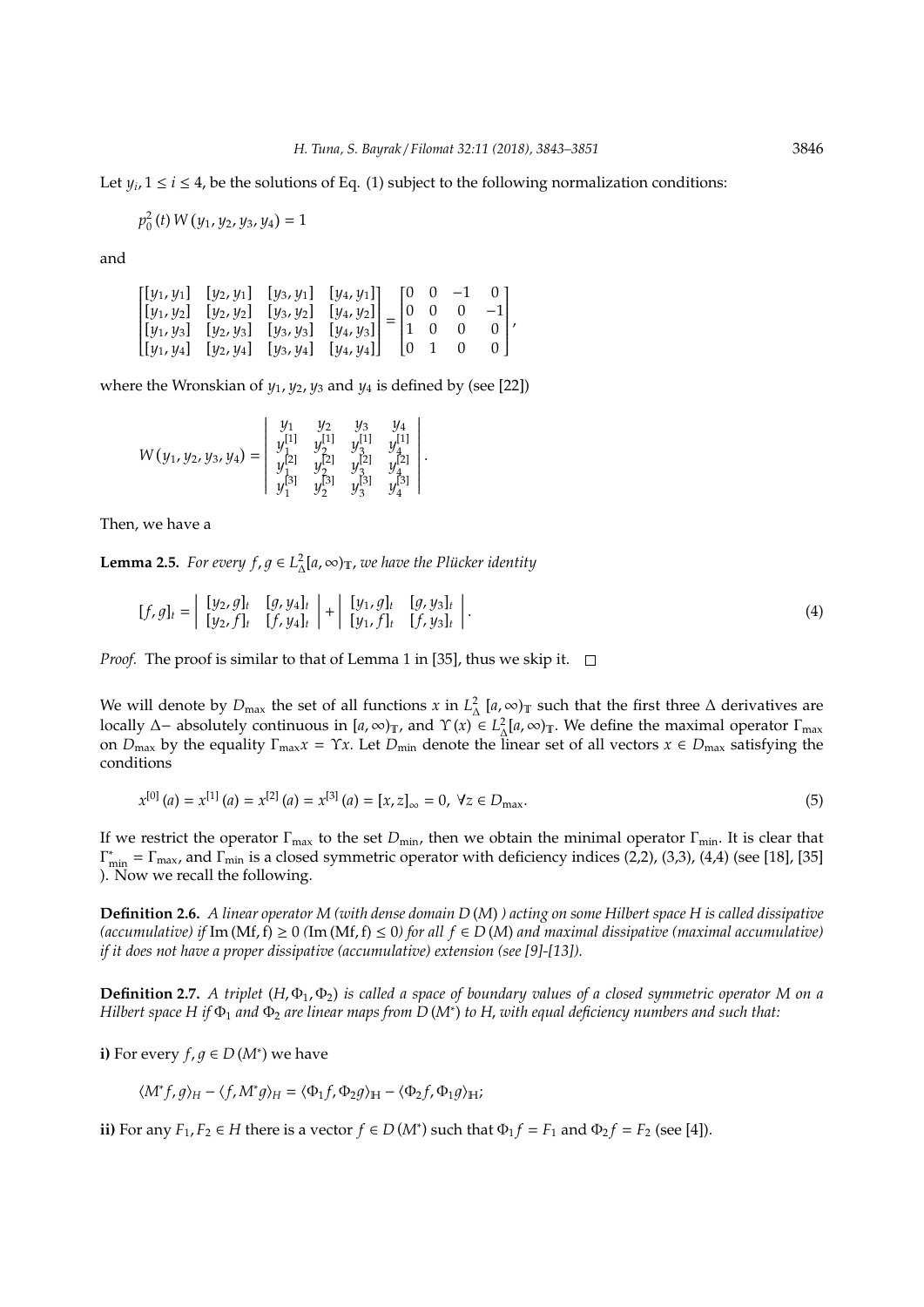Let $y_i, 1 \leq i \leq 4$, be the solutions of Eq. (1) subject to the following normalization conditions:

$$p_0^2(t) W(y_1, y_2, y_3, y_4) = 1$$

and

$$\begin{bmatrix} [y_1, y_1] & [y_2, y_1] & [y_3, y_1] & [y_4, y_1] \\ [y_1, y_2] & [y_2, y_2] & [y_3, y_2] & [y_4, y_2] \\ [y_1, y_3] & [y_2, y_3] & [y_3, y_3] & [y_4, y_3] \\ [y_1, y_4] & [y_2, y_4] & [y_3, y_4] & [y_4, y_4] \end{bmatrix} = \begin{bmatrix} 0 & 0 & -1 & 0 \\ 0 & 0 & 0 & -1 \\ 1 & 0 & 0 & 0 \\ 0 & 1 & 0 & 0 \end{bmatrix},$$

where the Wronskian of $y_1, y_2, y_3$ and $y_4$ is defined by (see [22])

$$W(y_1, y_2, y_3, y_4) = \begin{vmatrix} y_1 & y_2 & y_3 & y_4 \\ y_1^{[1]} & y_2^{[1]} & y_3^{[1]} & y_4^{[1]} \\ y_1^{[2]} & y_2^{[2]} & y_3^{[2]} & y_4^{[2]} \\ y_1^{[3]} & y_2^{[3]} & y_3^{[3]} & y_4^{[3]} \end{vmatrix}.$$

Then, we have a

**Lemma 2.5.** *For every $f, g \in L_\Delta^2[a, \infty)_\mathbb{T}$, we have the Plücker identity*

$$[f, g]_t = \begin{vmatrix} [y_2, g]_t & [g, y_4]_t \\ [y_2, f]_t & [f, y_4]_t \end{vmatrix} + \begin{vmatrix} [y_1, g]_t & [g, y_3]_t \\ [y_1, f]_t & [f, y_3]_t \end{vmatrix}. \tag{4}$$

*Proof.* The proof is similar to that of Lemma 1 in [35], thus we skip it. $\square$

We will denote by $D_{\max}$ the set of all functions $x$ in $L_\Delta^2[a, \infty)_\mathbb{T}$ such that the first three $\Delta$ derivatives are locally $\Delta-$ absolutely continuous in $[a, \infty)_\mathbb{T}$, and $\Upsilon(x) \in L_\Delta^2[a, \infty)_\mathbb{T}$. We define the maximal operator $\Gamma_{\max}$ on $D_{\max}$ by the equality $\Gamma_{\max} x = \Upsilon x$. Let $D_{\min}$ denote the linear set of all vectors $x \in D_{\max}$ satisfying the conditions

$$x^{[0]}(a) = x^{[1]}(a) = x^{[2]}(a) = x^{[3]}(a) = [x, z]_\infty = 0, \ \forall z \in D_{\max}. \tag{5}$$

If we restrict the operator $\Gamma_{\max}$ to the set $D_{\min}$, then we obtain the minimal operator $\Gamma_{\min}$. It is clear that $\Gamma_{\min}^* = \Gamma_{\max}$, and $\Gamma_{\min}$ is a closed symmetric operator with deficiency indices (2,2), (3,3), (4,4) (see [18], [35] ). Now we recall the following.

**Definition 2.6.** *A linear operator $M$ (with dense domain $D(M)$ ) acting on some Hilbert space $H$ is called dissipative (accumulative) if $\operatorname{Im}(Mf, f) \geq 0$ ($\operatorname{Im}(Mf, f) \leq 0$) for all $f \in D(M)$ and maximal dissipative (maximal accumulative) if it does not have a proper dissipative (accumulative) extension (see [9]-[13]).*

**Definition 2.7.** *A triplet $(H, \Phi_1, \Phi_2)$ is called a space of boundary values of a closed symmetric operator $M$ on a Hilbert space $H$ if $\Phi_1$ and $\Phi_2$ are linear maps from $D(M^*)$ to $H$, with equal deficiency numbers and such that:*

**i)** For every $f, g \in D(M^*)$ we have

$$\langle M^* f, g\rangle_H - \langle f, M^* g\rangle_H = \langle \Phi_1 f, \Phi_2 g\rangle_\mathbb{H} - \langle \Phi_2 f, \Phi_1 g\rangle_\mathbb{H};$$

**ii)** For any $F_1, F_2 \in H$ there is a vector $f \in D(M^*)$ such that $\Phi_1 f = F_1$ and $\Phi_2 f = F_2$ (see [4]).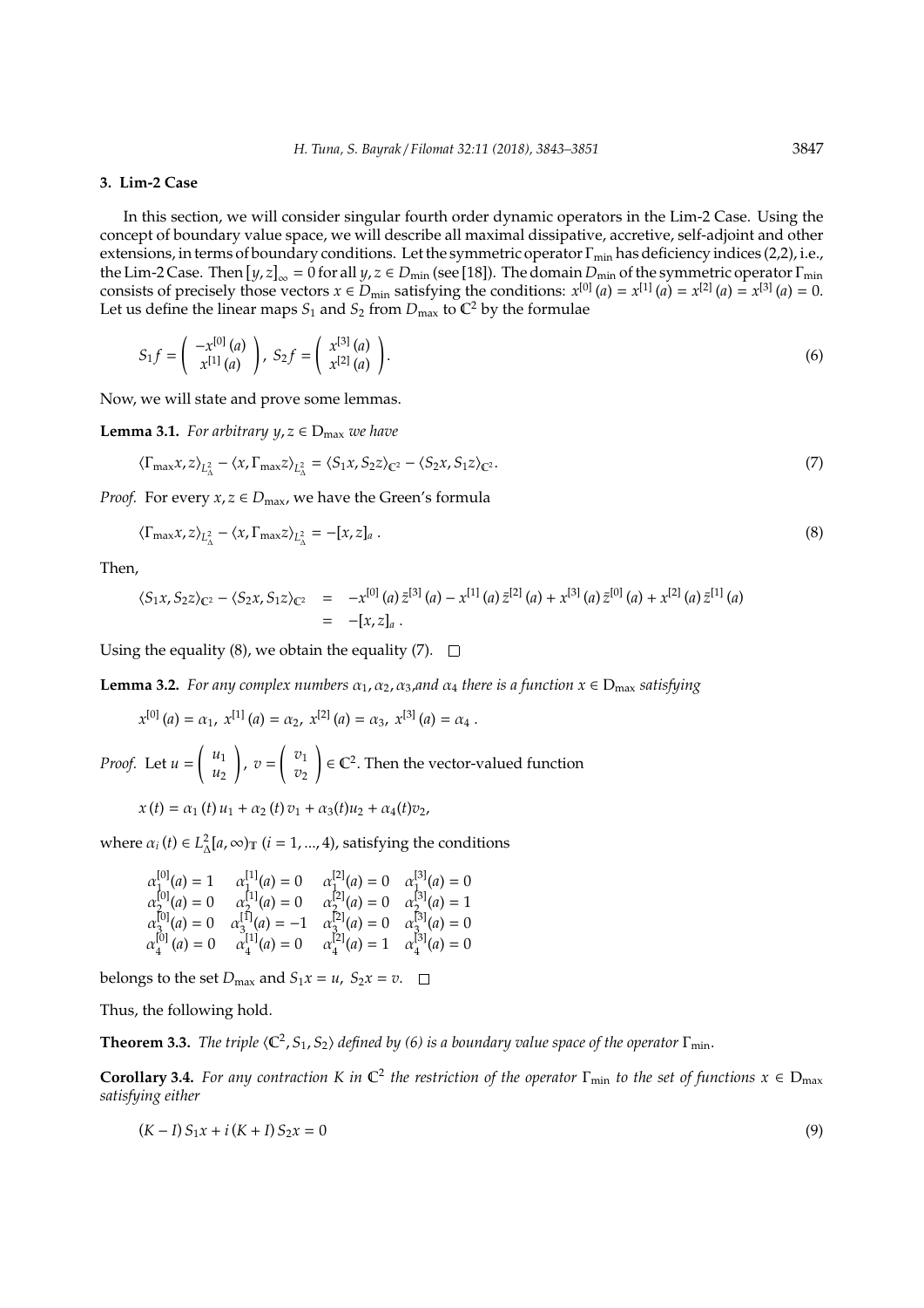## 3. Lim-2 Case

In this section, we will consider singular fourth order dynamic operators in the Lim-2 Case. Using the concept of boundary value space, we will describe all maximal dissipative, accretive, self-adjoint and other extensions, in terms of boundary conditions. Let the symmetric operator $\Gamma_{\min}$ has deficiency indices (2,2), i.e., the Lim-2 Case. Then $[y,z]_{\infty} = 0$ for all $y,z \in D_{\min}$ (see [18]). The domain $D_{\min}$ of the symmetric operator $\Gamma_{\min}$ consists of precisely those vectors $x \in D_{\min}$ satisfying the conditions: $x^{[0]}(a) = x^{[1]}(a) = x^{[2]}(a) = x^{[3]}(a) = 0$. Let us define the linear maps $S_1$ and $S_2$ from $D_{\max}$ to $\mathbb{C}^2$ by the formulae

$$S_1 f = \begin{pmatrix} -x^{[0]}(a) \\ x^{[1]}(a) \end{pmatrix}, \; S_2 f = \begin{pmatrix} x^{[3]}(a) \\ x^{[2]}(a) \end{pmatrix}. \tag{6}$$

Now, we will state and prove some lemmas.

**Lemma 3.1.** *For arbitrary $y,z \in \mathrm{D}_{\max}$ we have*

$$\langle \Gamma_{\max} x, z \rangle_{L^2_{\Delta}} - \langle x, \Gamma_{\max} z \rangle_{L^2_{\Delta}} = \langle S_1 x, S_2 z \rangle_{\mathbb{C}^2} - \langle S_2 x, S_1 z \rangle_{\mathbb{C}^2}. \tag{7}$$

*Proof.* For every $x,z \in D_{\max}$, we have the Green's formula

$$\langle \Gamma_{\max} x, z \rangle_{L^2_{\Delta}} - \langle x, \Gamma_{\max} z \rangle_{L^2_{\Delta}} = -[x,z]_a \,. \tag{8}$$

Then,

$$\begin{aligned} \langle S_1 x, S_2 z \rangle_{\mathbb{C}^2} - \langle S_2 x, S_1 z \rangle_{\mathbb{C}^2} &= -x^{[0]}(a)\bar{z}^{[3]}(a) - x^{[1]}(a)\bar{z}^{[2]}(a) + x^{[3]}(a)\bar{z}^{[0]}(a) + x^{[2]}(a)\bar{z}^{[1]}(a) \\ &= -[x,z]_a \,. \end{aligned}$$

Using the equality (8), we obtain the equality (7). □

**Lemma 3.2.** *For any complex numbers $\alpha_1, \alpha_2, \alpha_3$, and $\alpha_4$ there is a function $x \in \mathrm{D}_{\max}$ satisfying*

$$x^{[0]}(a) = \alpha_1, \; x^{[1]}(a) = \alpha_2, \; x^{[2]}(a) = \alpha_3, \; x^{[3]}(a) = \alpha_4 \,.$$

*Proof.* Let $u = \begin{pmatrix} u_1 \\ u_2 \end{pmatrix}$, $v = \begin{pmatrix} v_1 \\ v_2 \end{pmatrix} \in \mathbb{C}^2$. Then the vector-valued function

$$x(t) = \alpha_1(t) u_1 + \alpha_2(t) v_1 + \alpha_3(t) u_2 + \alpha_4(t) v_2,$$

where $\alpha_i(t) \in L^2_{\Delta}[a,\infty)_{\mathbb{T}}$ $(i = 1,...,4)$, satisfying the conditions

$$\begin{array}{llll} \alpha_1^{[0]}(a) = 1 & \alpha_1^{[1]}(a) = 0 & \alpha_1^{[2]}(a) = 0 & \alpha_1^{[3]}(a) = 0 \\ \alpha_2^{[0]}(a) = 0 & \alpha_2^{[1]}(a) = 0 & \alpha_2^{[2]}(a) = 0 & \alpha_2^{[3]}(a) = 1 \\ \alpha_3^{[0]}(a) = 0 & \alpha_3^{[1]}(a) = -1 & \alpha_3^{[2]}(a) = 0 & \alpha_3^{[3]}(a) = 0 \\ \alpha_4^{[0]}(a) = 0 & \alpha_4^{[1]}(a) = 0 & \alpha_4^{[2]}(a) = 1 & \alpha_4^{[3]}(a) = 0 \end{array}$$

belongs to the set $D_{\max}$ and $S_1 x = u$, $S_2 x = v$. □

Thus, the following hold.

**Theorem 3.3.** *The triple $\langle \mathbb{C}^2, S_1, S_2 \rangle$ defined by (6) is a boundary value space of the operator $\Gamma_{\min}$.*

**Corollary 3.4.** *For any contraction $K$ in $\mathbb{C}^2$ the restriction of the operator $\Gamma_{\min}$ to the set of functions $x \in \mathrm{D}_{\max}$ satisfying either*

$$(K - I) S_1 x + i (K + I) S_2 x = 0 \tag{9}$$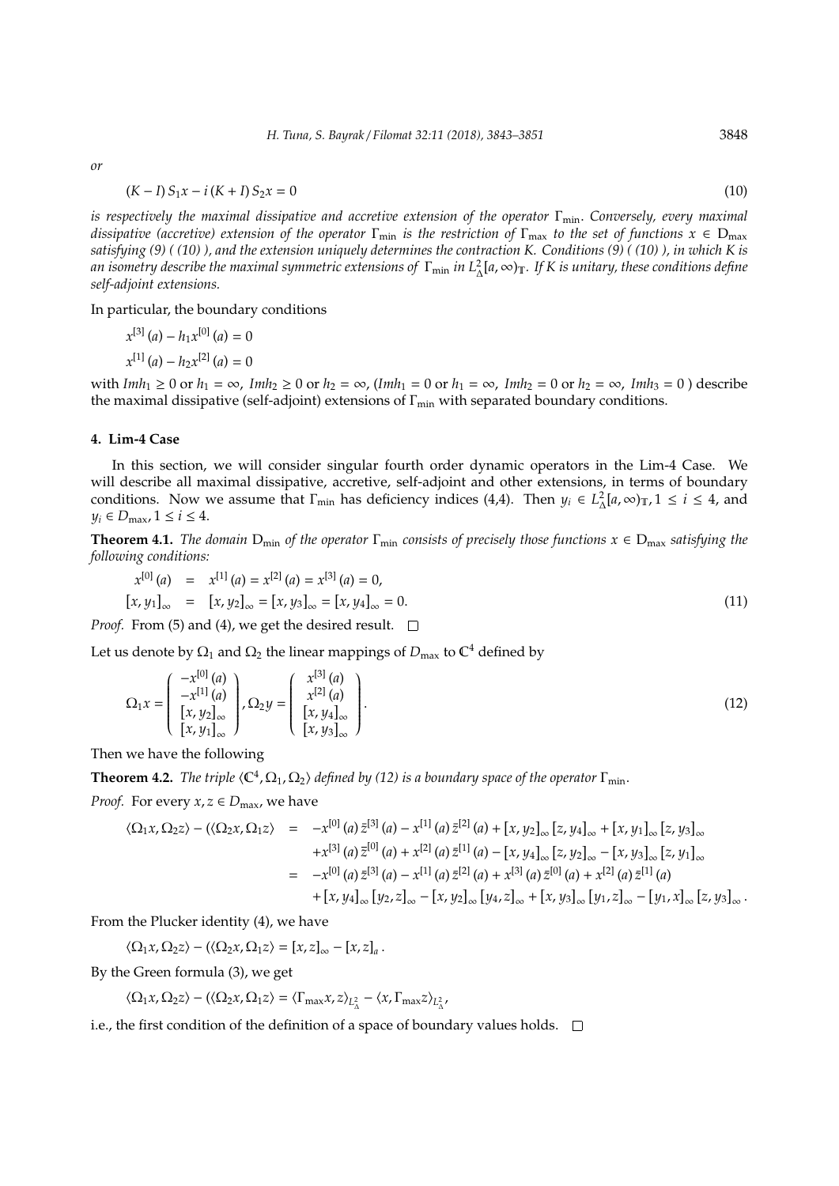*or*

$$(K - I) S_1 x - i (K + I) S_2 x = 0 \tag{10}$$

*is respectively the maximal dissipative and accretive extension of the operator $\Gamma_{\min}$. Conversely, every maximal dissipative (accretive) extension of the operator $\Gamma_{\min}$ is the restriction of $\Gamma_{\max}$ to the set of functions $x \in D_{\max}$ satisfying (9) ( (10) ), and the extension uniquely determines the contraction K. Conditions (9) ( (10) ), in which K is an isometry describe the maximal symmetric extensions of $\Gamma_{\min}$ in $L^2_\Delta[a,\infty)_{\mathbb{T}}$. If K is unitary, these conditions define self-adjoint extensions.*

In particular, the boundary conditions

$$x^{[3]}(a) - h_1 x^{[0]}(a) = 0$$
$$x^{[1]}(a) - h_2 x^{[2]}(a) = 0$$

with $Imh_1 \geq 0$ or $h_1 = \infty$, $Imh_2 \geq 0$ or $h_2 = \infty$, ($Imh_1 = 0$ or $h_1 = \infty$, $Imh_2 = 0$ or $h_2 = \infty$, $Imh_3 = 0$ ) describe the maximal dissipative (self-adjoint) extensions of $\Gamma_{\min}$ with separated boundary conditions.

## 4. Lim-4 Case

In this section, we will consider singular fourth order dynamic operators in the Lim-4 Case. We will describe all maximal dissipative, accretive, self-adjoint and other extensions, in terms of boundary conditions. Now we assume that $\Gamma_{\min}$ has deficiency indices (4,4). Then $y_i \in L^2_\Delta[a,\infty)_{\mathbb{T}}, 1 \leq i \leq 4$, and $y_i \in D_{\max}, 1 \leq i \leq 4$.

**Theorem 4.1.** *The domain $D_{\min}$ of the operator $\Gamma_{\min}$ consists of precisely those functions $x \in D_{\max}$ satisfying the following conditions:*

$$\begin{aligned} x^{[0]}(a) &= x^{[1]}(a) = x^{[2]}(a) = x^{[3]}(a) = 0, \\ [x, y_1]_\infty &= [x, y_2]_\infty = [x, y_3]_\infty = [x, y_4]_\infty = 0. \end{aligned} \tag{11}$$

*Proof.* From (5) and (4), we get the desired result. □

Let us denote by $\Omega_1$ and $\Omega_2$ the linear mappings of $D_{\max}$ to $\mathbb{C}^4$ defined by

$$\Omega_1 x = \begin{pmatrix} -x^{[0]}(a) \\ -x^{[1]}(a) \\ [x, y_2]_\infty \\ [x, y_1]_\infty \end{pmatrix}, \Omega_2 y = \begin{pmatrix} x^{[3]}(a) \\ x^{[2]}(a) \\ [x, y_4]_\infty \\ [x, y_3]_\infty \end{pmatrix}. \tag{12}$$

Then we have the following

**Theorem 4.2.** *The triple $\langle \mathbb{C}^4, \Omega_1, \Omega_2 \rangle$ defined by (12) is a boundary space of the operator $\Gamma_{\min}$.*

*Proof.* For every $x, z \in D_{\max}$, we have

$$\begin{aligned} \langle \Omega_1 x, \Omega_2 z \rangle - (\langle \Omega_2 x, \Omega_1 z \rangle &= -x^{[0]}(a) \bar{z}^{[3]}(a) - x^{[1]}(a) \bar{z}^{[2]}(a) + [x, y_2]_\infty [z, y_4]_\infty + [x, y_1]_\infty [z, y_3]_\infty \\ &\quad + x^{[3]}(a) \bar{z}^{[0]}(a) + x^{[2]}(a) \bar{z}^{[1]}(a) - [x, y_4]_\infty [z, y_2]_\infty - [x, y_3]_\infty [z, y_1]_\infty \\ &= -x^{[0]}(a) \bar{z}^{[3]}(a) - x^{[1]}(a) \bar{z}^{[2]}(a) + x^{[3]}(a) \bar{z}^{[0]}(a) + x^{[2]}(a) \bar{z}^{[1]}(a) \\ &\quad + [x, y_4]_\infty [y_2, z]_\infty - [x, y_2]_\infty [y_4, z]_\infty + [x, y_3]_\infty [y_1, z]_\infty - [y_1, x]_\infty [z, y_3]_\infty . \end{aligned}$$

From the Plucker identity (4), we have

$$\langle \Omega_1 x, \Omega_2 z \rangle - (\langle \Omega_2 x, \Omega_1 z \rangle = [x, z]_\infty - [x, z]_a .$$

By the Green formula (3), we get

$$\langle \Omega_1 x, \Omega_2 z \rangle - (\langle \Omega_2 x, \Omega_1 z \rangle = \langle \Gamma_{\max} x, z \rangle_{L^2_\Delta} - \langle x, \Gamma_{\max} z \rangle_{L^2_\Delta},$$

i.e., the first condition of the definition of a space of boundary values holds. □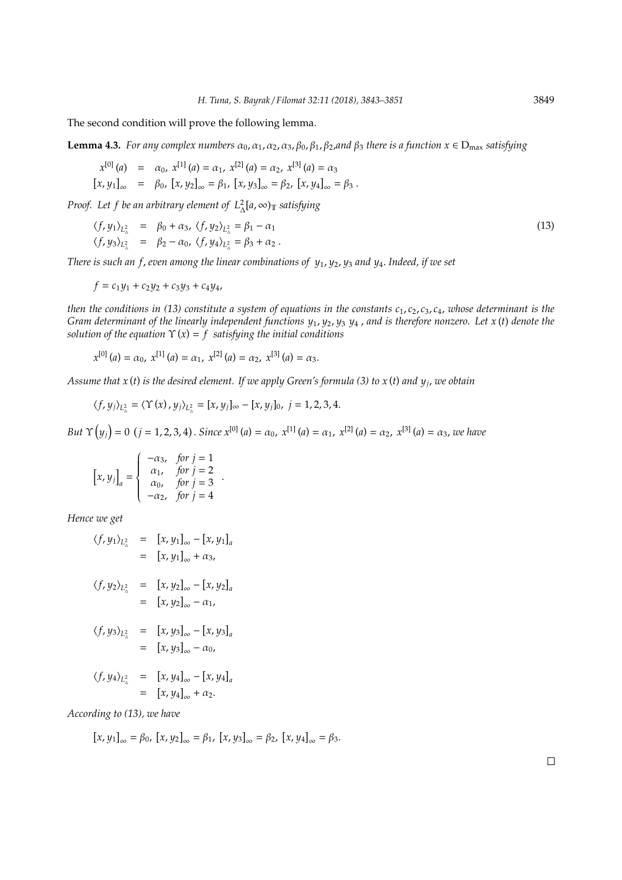The second condition will prove the following lemma.

**Lemma 4.3.** *For any complex numbers $\alpha_0, \alpha_1, \alpha_2, \alpha_3, \beta_0, \beta_1, \beta_2$, and $\beta_3$ there is a function $x \in D_{\max}$ satisfying*

$$
\begin{aligned}
x^{[0]}(a) &= \alpha_0,\ x^{[1]}(a) = \alpha_1,\ x^{[2]}(a) = \alpha_2,\ x^{[3]}(a) = \alpha_3 \\
[x, y_1]_\infty &= \beta_0,\ [x, y_2]_\infty = \beta_1,\ [x, y_3]_\infty = \beta_2,\ [x, y_4]_\infty = \beta_3 .
\end{aligned}
$$

*Proof.* Let $f$ be an arbitrary element of $L^2_\Delta[a,\infty)_\mathbb{T}$ satisfying

$$
\begin{aligned}
\langle f, y_1\rangle_{L^2_\Delta} &= \beta_0 + \alpha_3,\ \langle f, y_2\rangle_{L^2_\Delta} = \beta_1 - \alpha_1 \\
\langle f, y_3\rangle_{L^2_\Delta} &= \beta_2 - \alpha_0,\ \langle f, y_4\rangle_{L^2_\Delta} = \beta_3 + \alpha_2 .
\end{aligned}
\tag{13}
$$

*There is such an $f$, even among the linear combinations of $y_1, y_2, y_3$ and $y_4$. Indeed, if we set*

$$f = c_1 y_1 + c_2 y_2 + c_3 y_3 + c_4 y_4,$$

*then the conditions in (13) constitute a system of equations in the constants $c_1, c_2, c_3, c_4$, whose determinant is the Gram determinant of the linearly independent functions $y_1, y_2, y_3$ $y_4$ , and is therefore nonzero. Let $x(t)$ denote the solution of the equation $\Upsilon(x) = f$ satisfying the initial conditions*

$$x^{[0]}(a) = \alpha_0,\ x^{[1]}(a) = \alpha_1,\ x^{[2]}(a) = \alpha_2,\ x^{[3]}(a) = \alpha_3.$$

*Assume that $x(t)$ is the desired element. If we apply Green's formula (3) to $x(t)$ and $y_j$, we obtain*

$$\langle f, y_j\rangle_{L^2_\Delta} = \langle \Upsilon(x), y_j\rangle_{L^2_\Delta} = [x, y_j]_\infty - [x, y_j]_0,\ j = 1, 2, 3, 4.$$

*But $\Upsilon(y_j) = 0$ $(j = 1, 2, 3, 4)$. Since $x^{[0]}(a) = \alpha_0,\ x^{[1]}(a) = \alpha_1,\ x^{[2]}(a) = \alpha_2,\ x^{[3]}(a) = \alpha_3$, we have*

$$
[x, y_j]_a = \begin{cases} -\alpha_3, & \text{for } j = 1 \\ \alpha_1, & \text{for } j = 2 \\ \alpha_0, & \text{for } j = 3 \\ -\alpha_2, & \text{for } j = 4 \end{cases} .
$$

*Hence we get*

$$
\begin{aligned}
\langle f, y_1\rangle_{L^2_\Delta} &= [x, y_1]_\infty - [x, y_1]_a \\
&= [x, y_1]_\infty + \alpha_3,
\end{aligned}
$$

$$
\begin{aligned}
\langle f, y_2\rangle_{L^2_\Delta} &= [x, y_2]_\infty - [x, y_2]_a \\
&= [x, y_2]_\infty - \alpha_1,
\end{aligned}
$$

$$
\begin{aligned}
\langle f, y_3\rangle_{L^2_\Delta} &= [x, y_3]_\infty - [x, y_3]_a \\
&= [x, y_3]_\infty - \alpha_0,
\end{aligned}
$$

$$
\begin{aligned}
\langle f, y_4\rangle_{L^2_\Delta} &= [x, y_4]_\infty - [x, y_4]_a \\
&= [x, y_4]_\infty + \alpha_2.
\end{aligned}
$$

*According to (13), we have*

$$[x, y_1]_\infty = \beta_0,\ [x, y_2]_\infty = \beta_1,\ [x, y_3]_\infty = \beta_2,\ [x, y_4]_\infty = \beta_3.$$

□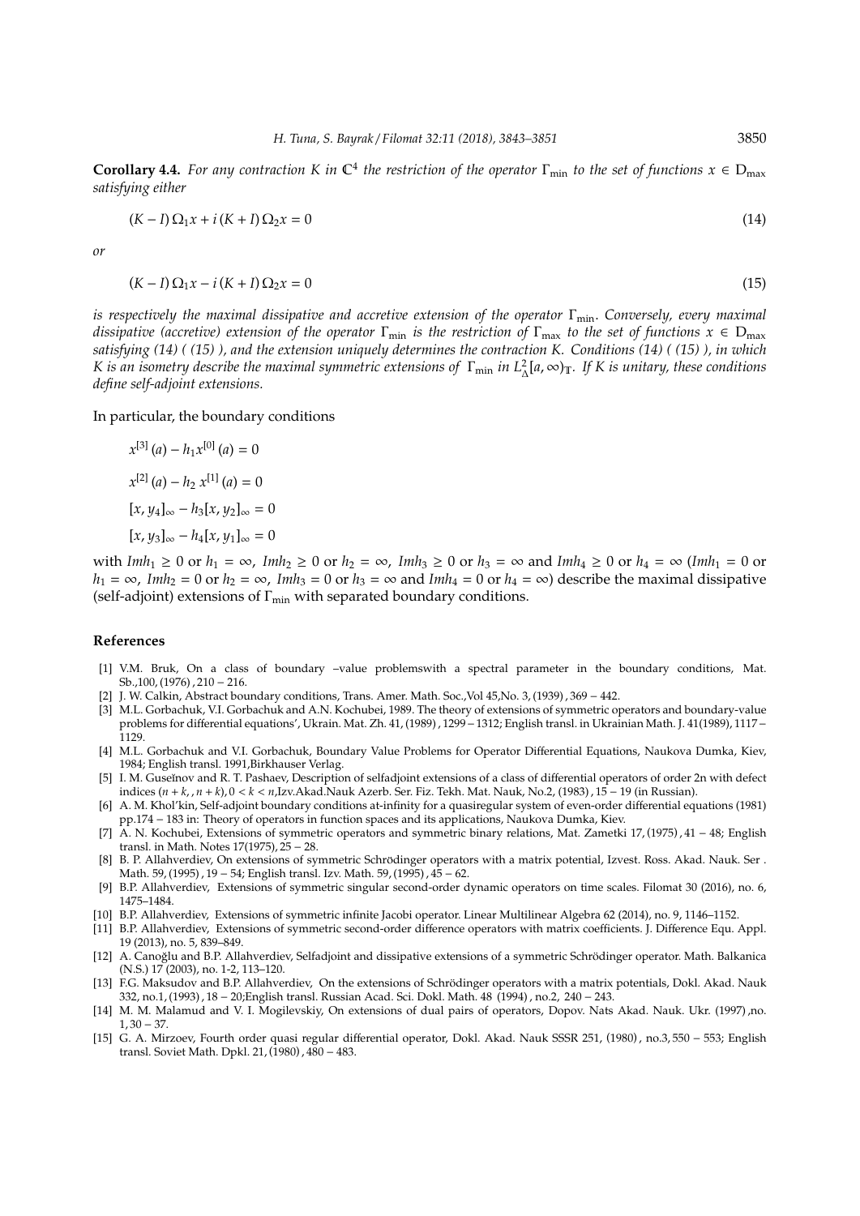**Corollary 4.4.** *For any contraction $K$ in $\mathbb{C}^4$ the restriction of the operator $\Gamma_{\min}$ to the set of functions $x \in D_{\max}$ satisfying either*

$$(K - I)\,\Omega_1 x + i\,(K + I)\,\Omega_2 x = 0 \tag{14}$$

*or*

$$(K - I)\,\Omega_1 x - i\,(K + I)\,\Omega_2 x = 0 \tag{15}$$

*is respectively the maximal dissipative and accretive extension of the operator $\Gamma_{\min}$. Conversely, every maximal dissipative (accretive) extension of the operator $\Gamma_{\min}$ is the restriction of $\Gamma_{\max}$ to the set of functions $x \in D_{\max}$ satisfying (14) ( (15) ), and the extension uniquely determines the contraction $K$. Conditions (14) ( (15) ), in which $K$ is an isometry describe the maximal symmetric extensions of $\Gamma_{\min}$ in $L^2_\Delta[a,\infty)_{\mathbb{T}}$. If $K$ is unitary, these conditions define self-adjoint extensions.*

In particular, the boundary conditions

$$x^{[3]}(a) - h_1 x^{[0]}(a) = 0$$

$$x^{[2]}(a) - h_2\, x^{[1]}(a) = 0$$

$$[x, y_4]_\infty - h_3 [x, y_2]_\infty = 0$$

$$[x, y_3]_\infty - h_4 [x, y_1]_\infty = 0$$

with $Imh_1 \geq 0$ or $h_1 = \infty$, $Imh_2 \geq 0$ or $h_2 = \infty$, $Imh_3 \geq 0$ or $h_3 = \infty$ and $Imh_4 \geq 0$ or $h_4 = \infty$ ($Imh_1 = 0$ or $h_1 = \infty$, $Imh_2 = 0$ or $h_2 = \infty$, $Imh_3 = 0$ or $h_3 = \infty$ and $Imh_4 = 0$ or $h_4 = \infty$) describe the maximal dissipative (self-adjoint) extensions of $\Gamma_{\min}$ with separated boundary conditions.

## References

[1] V.M. Bruk, On a class of boundary –value problemswith a spectral parameter in the boundary conditions, Mat. Sb.,100, (1976) , 210 − 216.

[2] J. W. Calkin, Abstract boundary conditions, Trans. Amer. Math. Soc.,Vol 45,No. 3, (1939) , 369 − 442.

[3] M.L. Gorbachuk, V.I. Gorbachuk and A.N. Kochubei, 1989. The theory of extensions of symmetric operators and boundary-value problems for differential equations', Ukrain. Mat. Zh. 41, (1989) , 1299 − 1312; English transl. in Ukrainian Math. J. 41(1989), 1117 − 1129.

[4] M.L. Gorbachuk and V.I. Gorbachuk, Boundary Value Problems for Operator Differential Equations, Naukova Dumka, Kiev, 1984; English transl. 1991,Birkhauser Verlag.

[5] I. M. Guseĭnov and R. T. Pashaev, Description of selfadjoint extensions of a class of differential operators of order 2n with defect indices $(n + k, , n + k), 0 < k < n$,Izv.Akad.Nauk Azerb. Ser. Fiz. Tekh. Mat. Nauk, No.2, (1983) , 15 − 19 (in Russian).

[6] A. M. Khol'kin, Self-adjoint boundary conditions at-infinity for a quasiregular system of even-order differential equations (1981) pp.174 − 183 in: Theory of operators in function spaces and its applications, Naukova Dumka, Kiev.

[7] A. N. Kochubei, Extensions of symmetric operators and symmetric binary relations, Mat. Zametki 17, (1975) , 41 − 48; English transl. in Math. Notes 17(1975), 25 − 28.

[8] B. P. Allahverdiev, On extensions of symmetric Schrödinger operators with a matrix potential, Izvest. Ross. Akad. Nauk. Ser . Math. 59, (1995) , 19 − 54; English transl. Izv. Math. 59, (1995) , 45 − 62.

[9] B.P. Allahverdiev, Extensions of symmetric singular second-order dynamic operators on time scales. Filomat 30 (2016), no. 6, 1475–1484.

[10] B.P. Allahverdiev, Extensions of symmetric infinite Jacobi operator. Linear Multilinear Algebra 62 (2014), no. 9, 1146–1152.

[11] B.P. Allahverdiev, Extensions of symmetric second-order difference operators with matrix coefficients. J. Difference Equ. Appl. 19 (2013), no. 5, 839–849.

[12] A. Canoğlu and B.P. Allahverdiev, Selfadjoint and dissipative extensions of a symmetric Schrödinger operator. Math. Balkanica (N.S.) 17 (2003), no. 1-2, 113–120.

[13] F.G. Maksudov and B.P. Allahverdiev, On the extensions of Schrödinger operators with a matrix potentials, Dokl. Akad. Nauk 332, no.1, (1993) , 18 − 20;English transl. Russian Acad. Sci. Dokl. Math. 48 (1994) , no.2, 240 − 243.

[14] M. M. Malamud and V. I. Mogilevskiy, On extensions of dual pairs of operators, Dopov. Nats Akad. Nauk. Ukr. (1997) ,no. 1, 30 − 37.

[15] G. A. Mirzoev, Fourth order quasi regular differential operator, Dokl. Akad. Nauk SSSR 251, (1980) , no.3, 550 − 553; English transl. Soviet Math. Dpkl. 21, (1980) , 480 − 483.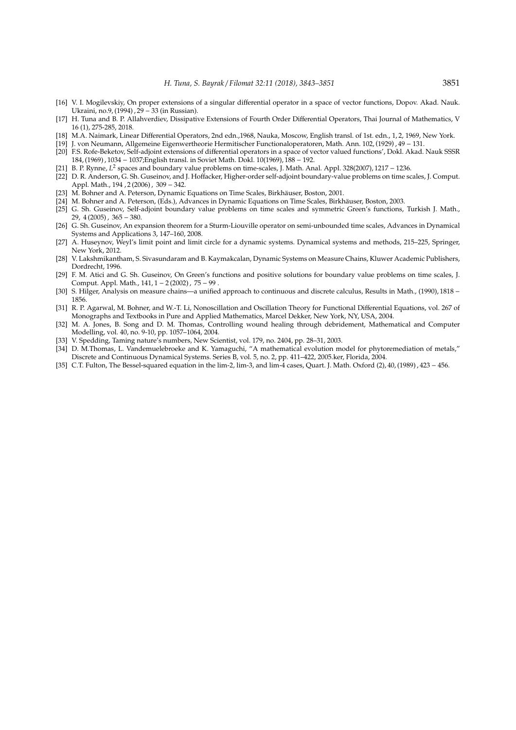[16] V. I. Mogilevskiy, On proper extensions of a singular differential operator in a space of vector functions, Dopov. Akad. Nauk. Ukraini, no.9, (1994) , 29 − 33 (in Russian).

[17] H. Tuna and B. P. Allahverdiev, Dissipative Extensions of Fourth Order Differential Operators, Thai Journal of Mathematics, V 16 (1), 275-285, 2018.

[18] M.A. Naimark, Linear Differential Operators, 2nd edn.,1968, Nauka, Moscow, English transl. of 1st. edn., 1, 2, 1969, New York.

[19] J. von Neumann, Allgemeine Eigenwertheorie Hermitischer Functionaloperatoren, Math. Ann. 102, (1929) , 49 − 131.

[20] F.S. Rofe-Beketov, Self-adjoint extensions of differential operators in a space of vector valued functions', Dokl. Akad. Nauk SSSR 184, (1969) , 1034 − 1037;English transl. in Soviet Math. Dokl. 10(1969), 188 − 192.

[21] B. P. Rynne, $L^2$ spaces and boundary value problems on time-scales, J. Math. Anal. Appl. 328(2007), 1217 − 1236.

[22] D. R. Anderson, G. Sh. Guseinov, and J. Hoffacker, Higher-order self-adjoint boundary-value problems on time scales, J. Comput. Appl. Math., 194 , 2 (2006) , 309 − 342.

[23] M. Bohner and A. Peterson, Dynamic Equations on Time Scales, Birkhäuser, Boston, 2001.

[24] M. Bohner and A. Peterson, (Eds.), Advances in Dynamic Equations on Time Scales, Birkhäuser, Boston, 2003.

[25] G. Sh. Guseinov, Self-adjoint boundary value problems on time scales and symmetric Green's functions, Turkish J. Math., 29, 4 (2005) , 365 − 380.

[26] G. Sh. Guseinov, An expansion theorem for a Sturm-Liouville operator on semi-unbounded time scales, Advances in Dynamical Systems and Applications 3, 147–160, 2008.

[27] A. Huseynov, Weyl's limit point and limit circle for a dynamic systems. Dynamical systems and methods, 215–225, Springer, New York, 2012.

[28] V. Lakshmikantham, S. Sivasundaram and B. Kaymakcalan, Dynamic Systems on Measure Chains, Kluwer Academic Publishers, Dordrecht, 1996.

[29] F. M. Atici and G. Sh. Guseinov, On Green's functions and positive solutions for boundary value problems on time scales, J. Comput. Appl. Math., 141, 1 − 2 (2002) , 75 − 99 .

[30] S. Hilger, Analysis on measure chains—a unified approach to continuous and discrete calculus, Results in Math., (1990), 1818 − 1856.

[31] R. P. Agarwal, M. Bohner, and W.-T. Li, Nonoscillation and Oscillation Theory for Functional Differential Equations, vol. 267 of Monographs and Textbooks in Pure and Applied Mathematics, Marcel Dekker, New York, NY, USA, 2004.

[32] M. A. Jones, B. Song and D. M. Thomas, Controlling wound healing through debridement, Mathematical and Computer Modelling, vol. 40, no. 9-10, pp. 1057–1064, 2004.

[33] V. Spedding, Taming nature's numbers, New Scientist, vol. 179, no. 2404, pp. 28–31, 2003.

[34] D. M.Thomas, L. Vandemuelebroeke and K. Yamaguchi, "A mathematical evolution model for phytoremediation of metals," Discrete and Continuous Dynamical Systems. Series B, vol. 5, no. 2, pp. 411–422, 2005.ker, Florida, 2004.

[35] C.T. Fulton, The Bessel-squared equation in the lim-2, lim-3, and lim-4 cases, Quart. J. Math. Oxford (2), 40, (1989) , 423 − 456.